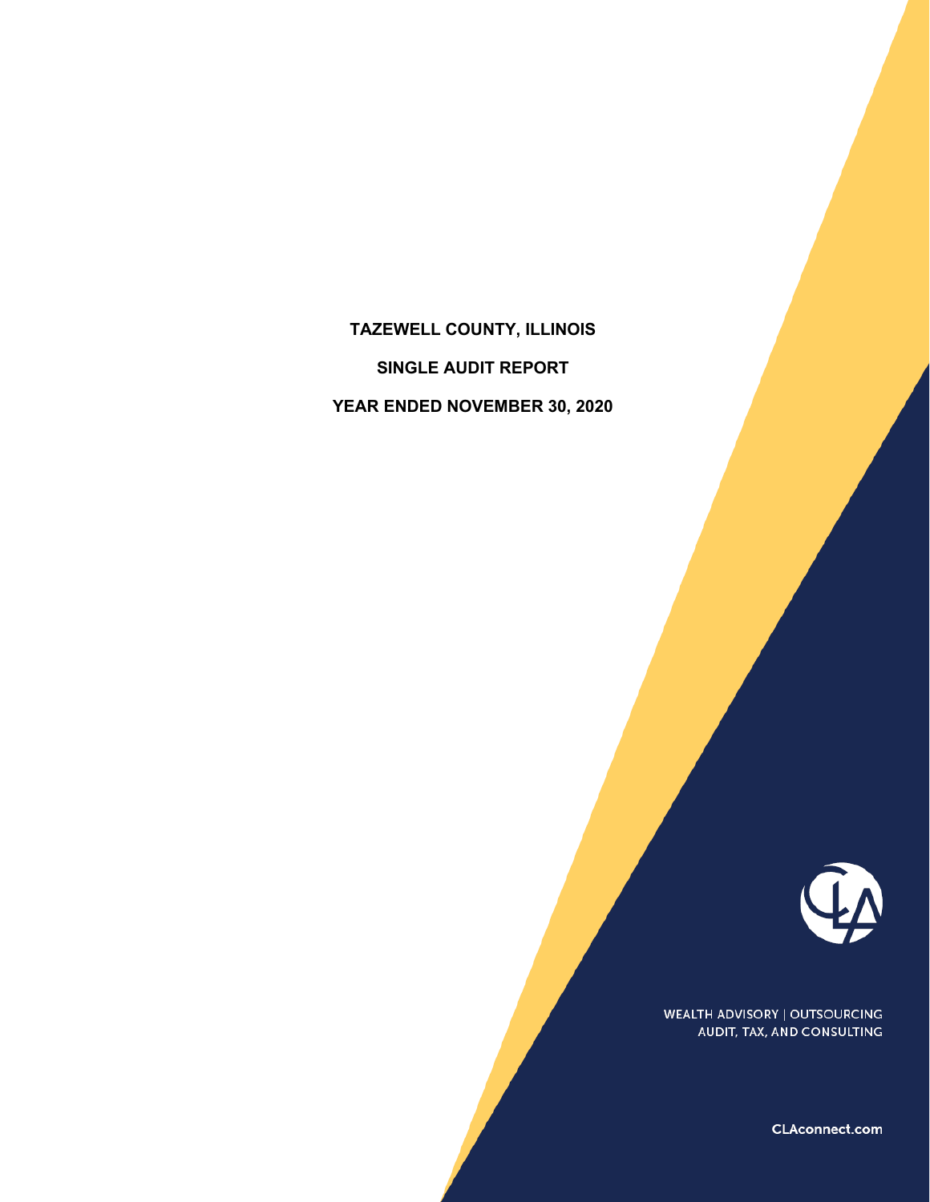# TAZEWELL COUNTY, ILLINOIS

## SINGLE AUDIT REPORT

## YEAR ENDED NOVEMBER 30, 2020

WEALTH ADVISORY | OUTSOURCING
AUDIT, TAX, AND CONSULTING

CLAconnect.com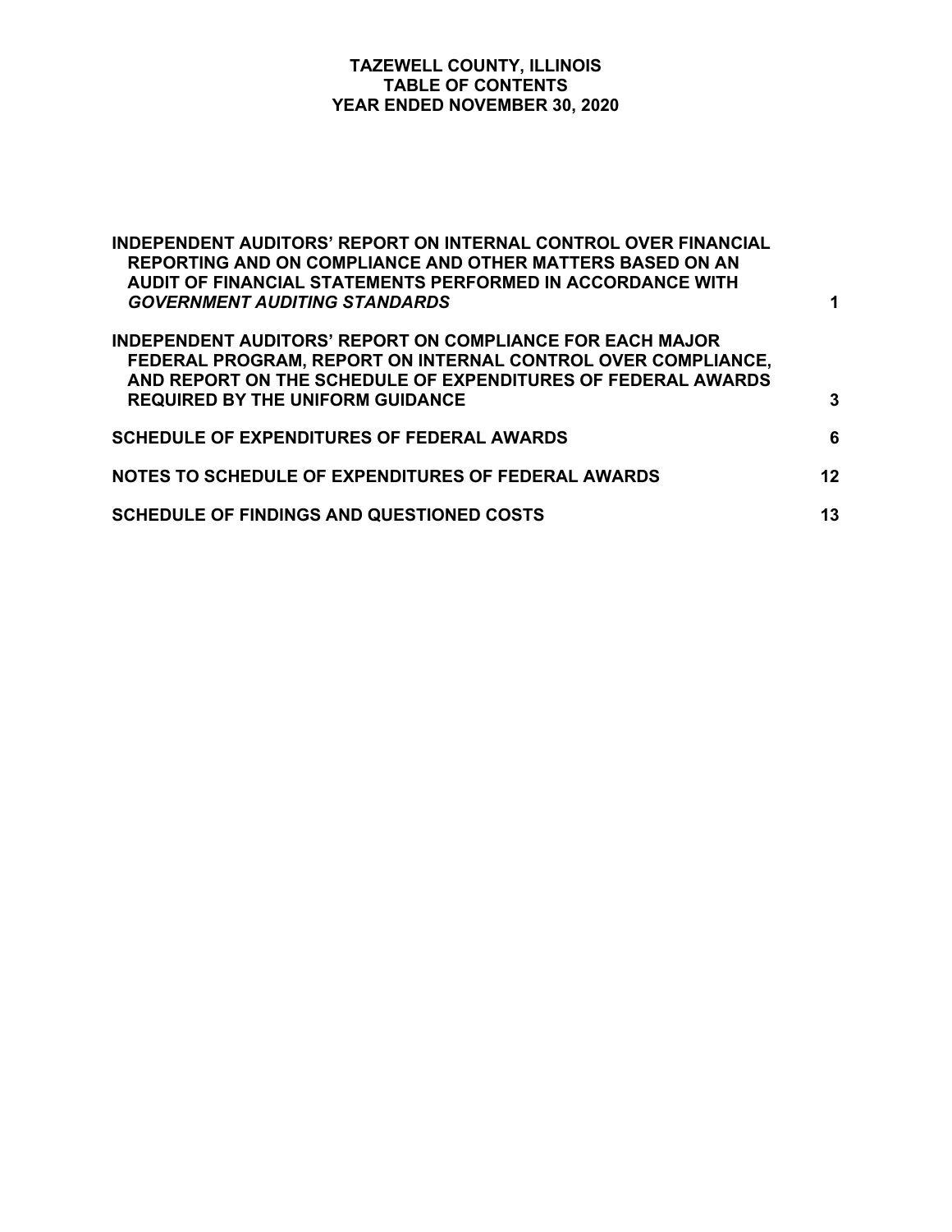# TAZEWELL COUNTY, ILLINOIS
## TABLE OF CONTENTS
## YEAR ENDED NOVEMBER 30, 2020

| | |
|---|---|
| **INDEPENDENT AUDITORS' REPORT ON INTERNAL CONTROL OVER FINANCIAL REPORTING AND ON COMPLIANCE AND OTHER MATTERS BASED ON AN AUDIT OF FINANCIAL STATEMENTS PERFORMED IN ACCORDANCE WITH *GOVERNMENT AUDITING STANDARDS*** | **1** |
| **INDEPENDENT AUDITORS' REPORT ON COMPLIANCE FOR EACH MAJOR FEDERAL PROGRAM, REPORT ON INTERNAL CONTROL OVER COMPLIANCE, AND REPORT ON THE SCHEDULE OF EXPENDITURES OF FEDERAL AWARDS REQUIRED BY THE UNIFORM GUIDANCE** | **3** |
| **SCHEDULE OF EXPENDITURES OF FEDERAL AWARDS** | **6** |
| **NOTES TO SCHEDULE OF EXPENDITURES OF FEDERAL AWARDS** | **12** |
| **SCHEDULE OF FINDINGS AND QUESTIONED COSTS** | **13** |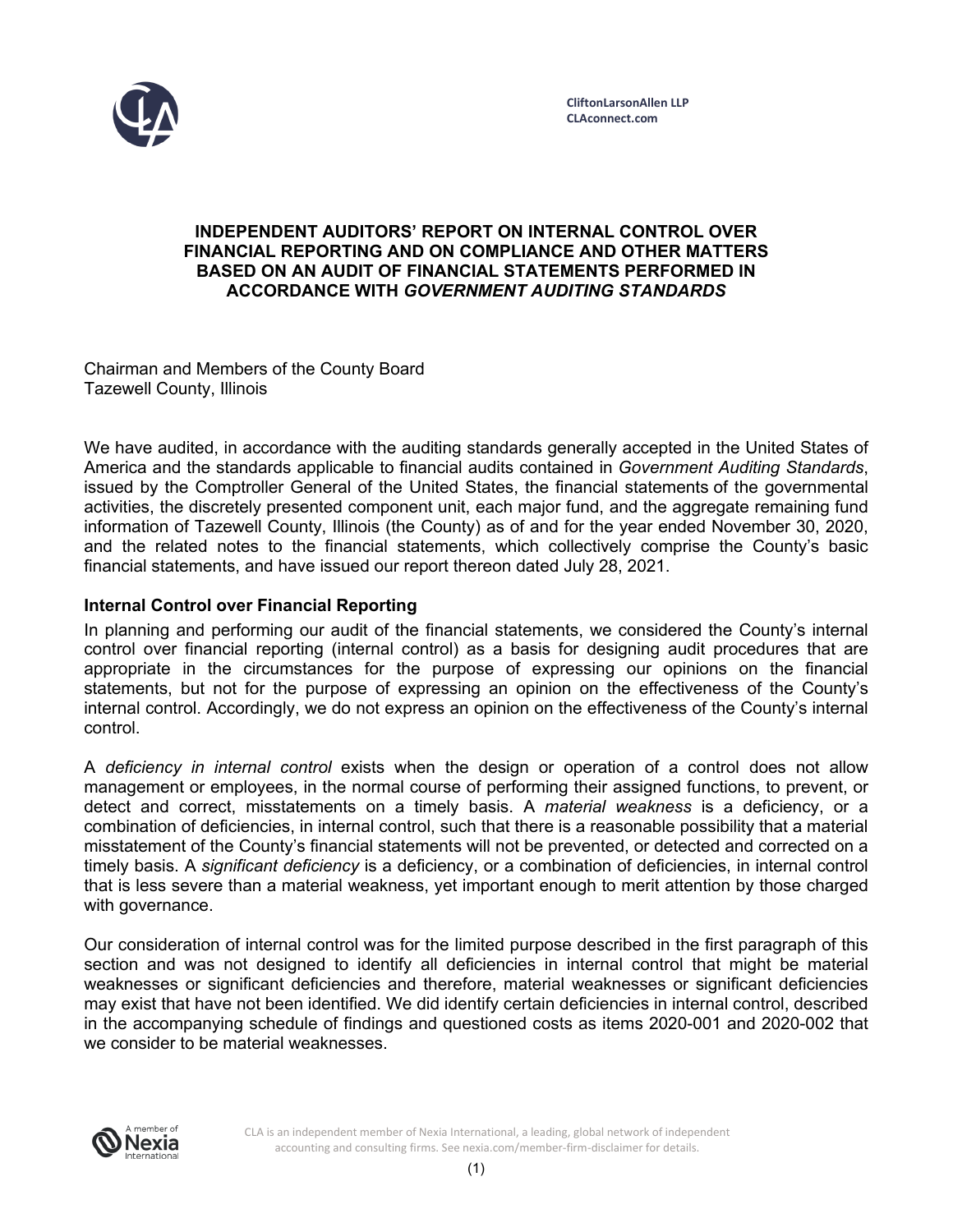CliftonLarsonAllen LLP
CLAconnect.com

# INDEPENDENT AUDITORS' REPORT ON INTERNAL CONTROL OVER FINANCIAL REPORTING AND ON COMPLIANCE AND OTHER MATTERS BASED ON AN AUDIT OF FINANCIAL STATEMENTS PERFORMED IN ACCORDANCE WITH *GOVERNMENT AUDITING STANDARDS*

Chairman and Members of the County Board
Tazewell County, Illinois

We have audited, in accordance with the auditing standards generally accepted in the United States of America and the standards applicable to financial audits contained in *Government Auditing Standards*, issued by the Comptroller General of the United States, the financial statements of the governmental activities, the discretely presented component unit, each major fund, and the aggregate remaining fund information of Tazewell County, Illinois (the County) as of and for the year ended November 30, 2020, and the related notes to the financial statements, which collectively comprise the County's basic financial statements, and have issued our report thereon dated July 28, 2021.

## Internal Control over Financial Reporting

In planning and performing our audit of the financial statements, we considered the County's internal control over financial reporting (internal control) as a basis for designing audit procedures that are appropriate in the circumstances for the purpose of expressing our opinions on the financial statements, but not for the purpose of expressing an opinion on the effectiveness of the County's internal control. Accordingly, we do not express an opinion on the effectiveness of the County's internal control.

A *deficiency in internal control* exists when the design or operation of a control does not allow management or employees, in the normal course of performing their assigned functions, to prevent, or detect and correct, misstatements on a timely basis. A *material weakness* is a deficiency, or a combination of deficiencies, in internal control, such that there is a reasonable possibility that a material misstatement of the County's financial statements will not be prevented, or detected and corrected on a timely basis. A *significant deficiency* is a deficiency, or a combination of deficiencies, in internal control that is less severe than a material weakness, yet important enough to merit attention by those charged with governance.

Our consideration of internal control was for the limited purpose described in the first paragraph of this section and was not designed to identify all deficiencies in internal control that might be material weaknesses or significant deficiencies and therefore, material weaknesses or significant deficiencies may exist that have not been identified. We did identify certain deficiencies in internal control, described in the accompanying schedule of findings and questioned costs as items 2020-001 and 2020-002 that we consider to be material weaknesses.

CLA is an independent member of Nexia International, a leading, global network of independent accounting and consulting firms. See nexia.com/member-firm-disclaimer for details.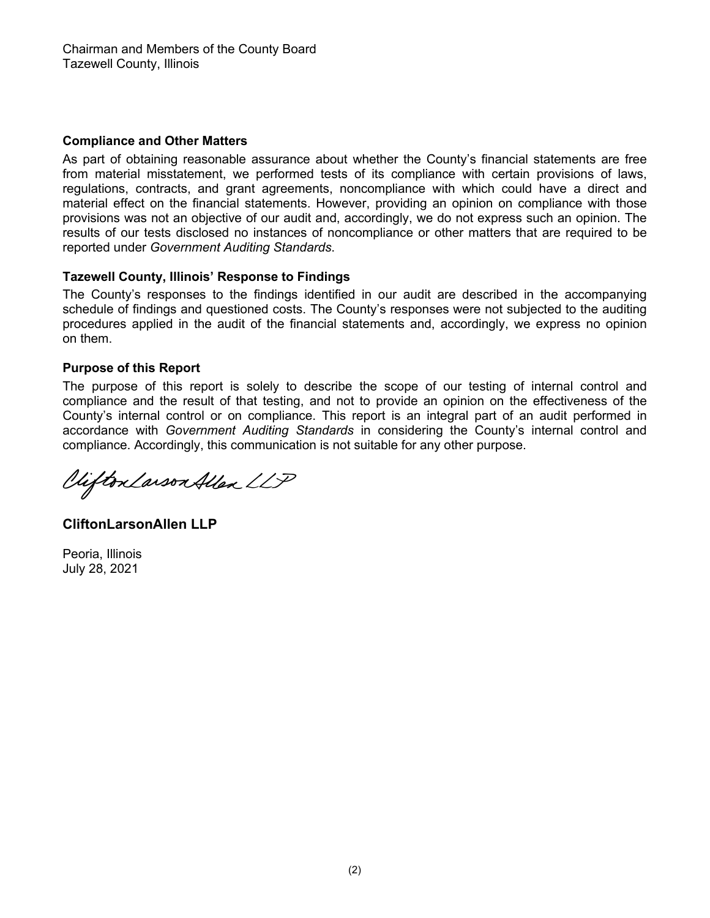Chairman and Members of the County Board
Tazewell County, Illinois

**Compliance and Other Matters**

As part of obtaining reasonable assurance about whether the County's financial statements are free from material misstatement, we performed tests of its compliance with certain provisions of laws, regulations, contracts, and grant agreements, noncompliance with which could have a direct and material effect on the financial statements. However, providing an opinion on compliance with those provisions was not an objective of our audit and, accordingly, we do not express such an opinion. The results of our tests disclosed no instances of noncompliance or other matters that are required to be reported under *Government Auditing Standards*.

**Tazewell County, Illinois' Response to Findings**

The County's responses to the findings identified in our audit are described in the accompanying schedule of findings and questioned costs. The County's responses were not subjected to the auditing procedures applied in the audit of the financial statements and, accordingly, we express no opinion on them.

**Purpose of this Report**

The purpose of this report is solely to describe the scope of our testing of internal control and compliance and the result of that testing, and not to provide an opinion on the effectiveness of the County's internal control or on compliance. This report is an integral part of an audit performed in accordance with *Government Auditing Standards* in considering the County's internal control and compliance. Accordingly, this communication is not suitable for any other purpose.

CliftonLarsonAllen LLP

**CliftonLarsonAllen LLP**

Peoria, Illinois
July 28, 2021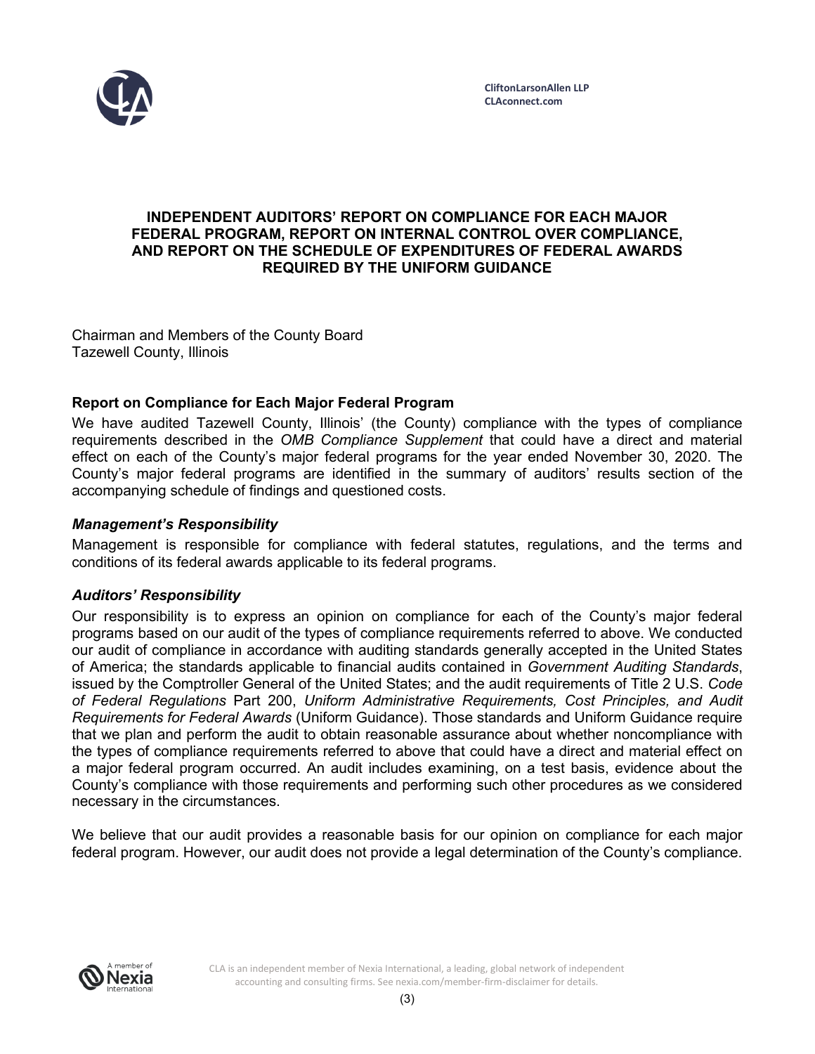CliftonLarsonAllen LLP
CLAconnect.com

# INDEPENDENT AUDITORS' REPORT ON COMPLIANCE FOR EACH MAJOR FEDERAL PROGRAM, REPORT ON INTERNAL CONTROL OVER COMPLIANCE, AND REPORT ON THE SCHEDULE OF EXPENDITURES OF FEDERAL AWARDS REQUIRED BY THE UNIFORM GUIDANCE

Chairman and Members of the County Board
Tazewell County, Illinois

## Report on Compliance for Each Major Federal Program

We have audited Tazewell County, Illinois' (the County) compliance with the types of compliance requirements described in the *OMB Compliance Supplement* that could have a direct and material effect on each of the County's major federal programs for the year ended November 30, 2020. The County's major federal programs are identified in the summary of auditors' results section of the accompanying schedule of findings and questioned costs.

### *Management's Responsibility*

Management is responsible for compliance with federal statutes, regulations, and the terms and conditions of its federal awards applicable to its federal programs.

### *Auditors' Responsibility*

Our responsibility is to express an opinion on compliance for each of the County's major federal programs based on our audit of the types of compliance requirements referred to above. We conducted our audit of compliance in accordance with auditing standards generally accepted in the United States of America; the standards applicable to financial audits contained in *Government Auditing Standards*, issued by the Comptroller General of the United States; and the audit requirements of Title 2 U.S. *Code of Federal Regulations* Part 200, *Uniform Administrative Requirements, Cost Principles, and Audit Requirements for Federal Awards* (Uniform Guidance). Those standards and Uniform Guidance require that we plan and perform the audit to obtain reasonable assurance about whether noncompliance with the types of compliance requirements referred to above that could have a direct and material effect on a major federal program occurred. An audit includes examining, on a test basis, evidence about the County's compliance with those requirements and performing such other procedures as we considered necessary in the circumstances.

We believe that our audit provides a reasonable basis for our opinion on compliance for each major federal program. However, our audit does not provide a legal determination of the County's compliance.

CLA is an independent member of Nexia International, a leading, global network of independent accounting and consulting firms. See nexia.com/member-firm-disclaimer for details.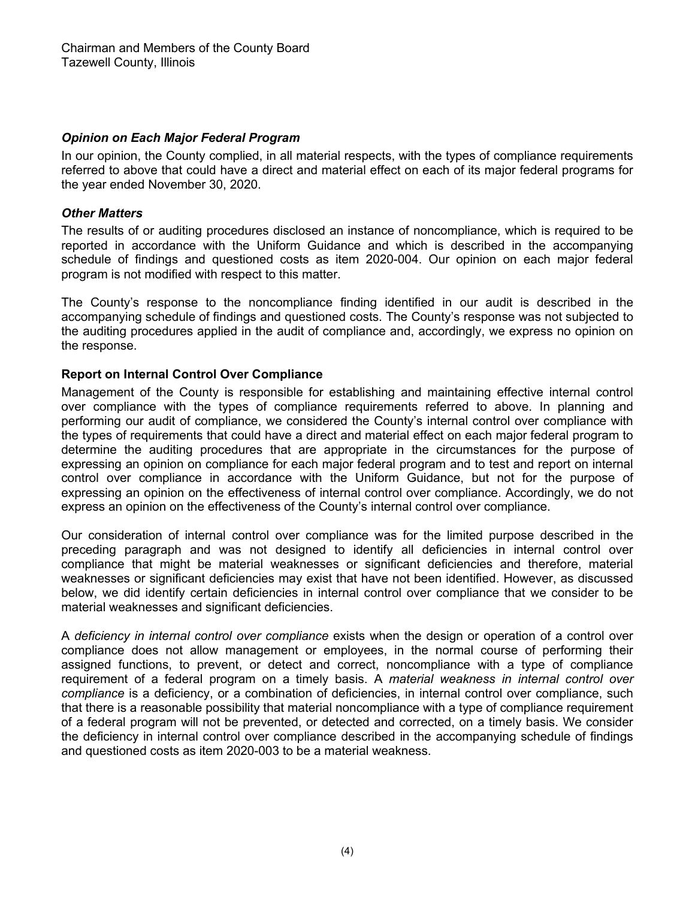Chairman and Members of the County Board
Tazewell County, Illinois

### *Opinion on Each Major Federal Program*

In our opinion, the County complied, in all material respects, with the types of compliance requirements referred to above that could have a direct and material effect on each of its major federal programs for the year ended November 30, 2020.

### *Other Matters*

The results of or auditing procedures disclosed an instance of noncompliance, which is required to be reported in accordance with the Uniform Guidance and which is described in the accompanying schedule of findings and questioned costs as item 2020-004. Our opinion on each major federal program is not modified with respect to this matter.

The County's response to the noncompliance finding identified in our audit is described in the accompanying schedule of findings and questioned costs. The County's response was not subjected to the auditing procedures applied in the audit of compliance and, accordingly, we express no opinion on the response.

### **Report on Internal Control Over Compliance**

Management of the County is responsible for establishing and maintaining effective internal control over compliance with the types of compliance requirements referred to above. In planning and performing our audit of compliance, we considered the County's internal control over compliance with the types of requirements that could have a direct and material effect on each major federal program to determine the auditing procedures that are appropriate in the circumstances for the purpose of expressing an opinion on compliance for each major federal program and to test and report on internal control over compliance in accordance with the Uniform Guidance, but not for the purpose of expressing an opinion on the effectiveness of internal control over compliance. Accordingly, we do not express an opinion on the effectiveness of the County's internal control over compliance.

Our consideration of internal control over compliance was for the limited purpose described in the preceding paragraph and was not designed to identify all deficiencies in internal control over compliance that might be material weaknesses or significant deficiencies and therefore, material weaknesses or significant deficiencies may exist that have not been identified. However, as discussed below, we did identify certain deficiencies in internal control over compliance that we consider to be material weaknesses and significant deficiencies.

A *deficiency in internal control over compliance* exists when the design or operation of a control over compliance does not allow management or employees, in the normal course of performing their assigned functions, to prevent, or detect and correct, noncompliance with a type of compliance requirement of a federal program on a timely basis. A *material weakness in internal control over compliance* is a deficiency, or a combination of deficiencies, in internal control over compliance, such that there is a reasonable possibility that material noncompliance with a type of compliance requirement of a federal program will not be prevented, or detected and corrected, on a timely basis. We consider the deficiency in internal control over compliance described in the accompanying schedule of findings and questioned costs as item 2020-003 to be a material weakness.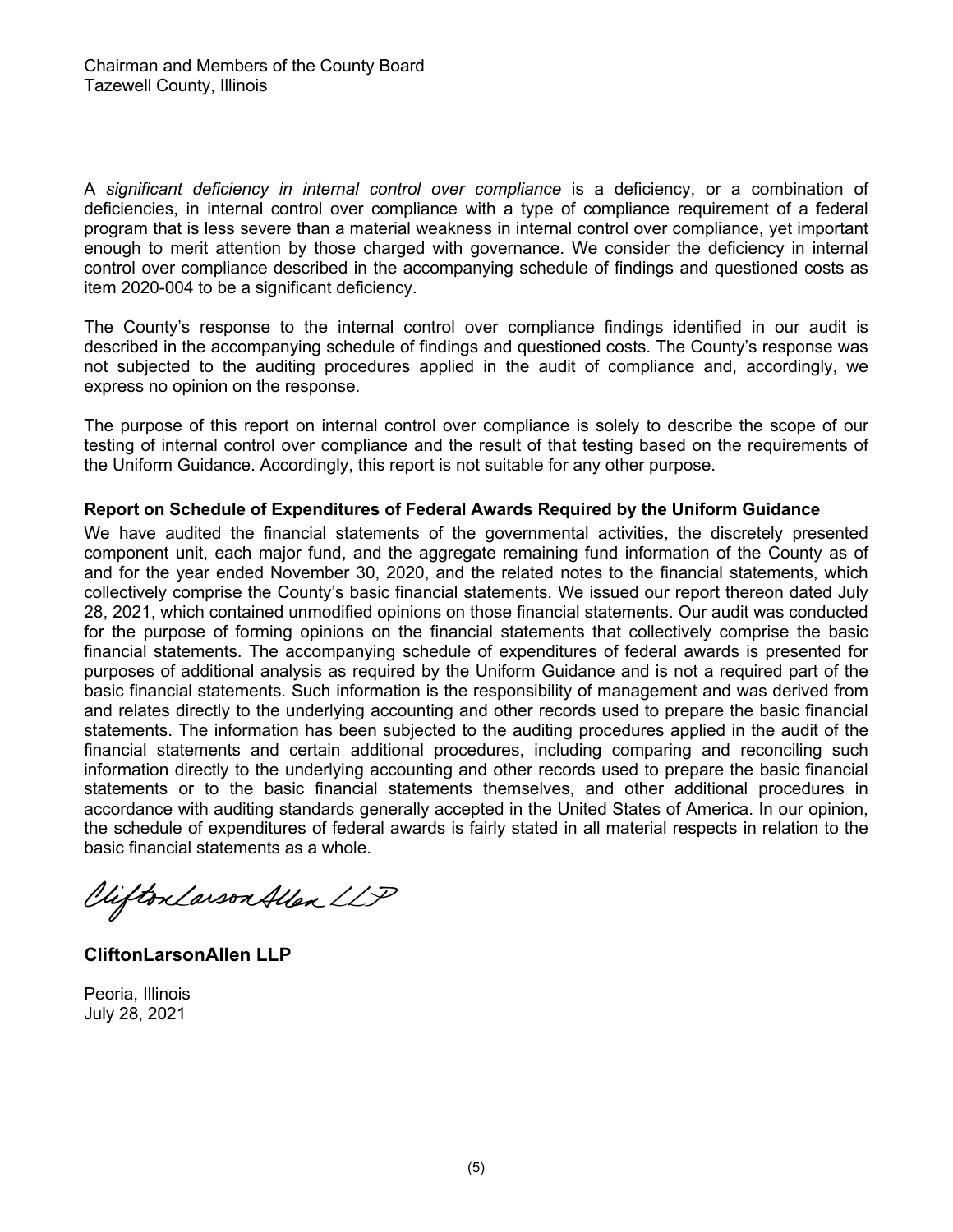Chairman and Members of the County Board
Tazewell County, Illinois

A *significant deficiency in internal control over compliance* is a deficiency, or a combination of deficiencies, in internal control over compliance with a type of compliance requirement of a federal program that is less severe than a material weakness in internal control over compliance, yet important enough to merit attention by those charged with governance. We consider the deficiency in internal control over compliance described in the accompanying schedule of findings and questioned costs as item 2020-004 to be a significant deficiency.

The County's response to the internal control over compliance findings identified in our audit is described in the accompanying schedule of findings and questioned costs. The County's response was not subjected to the auditing procedures applied in the audit of compliance and, accordingly, we express no opinion on the response.

The purpose of this report on internal control over compliance is solely to describe the scope of our testing of internal control over compliance and the result of that testing based on the requirements of the Uniform Guidance. Accordingly, this report is not suitable for any other purpose.

**Report on Schedule of Expenditures of Federal Awards Required by the Uniform Guidance**

We have audited the financial statements of the governmental activities, the discretely presented component unit, each major fund, and the aggregate remaining fund information of the County as of and for the year ended November 30, 2020, and the related notes to the financial statements, which collectively comprise the County's basic financial statements. We issued our report thereon dated July 28, 2021, which contained unmodified opinions on those financial statements. Our audit was conducted for the purpose of forming opinions on the financial statements that collectively comprise the basic financial statements. The accompanying schedule of expenditures of federal awards is presented for purposes of additional analysis as required by the Uniform Guidance and is not a required part of the basic financial statements. Such information is the responsibility of management and was derived from and relates directly to the underlying accounting and other records used to prepare the basic financial statements. The information has been subjected to the auditing procedures applied in the audit of the financial statements and certain additional procedures, including comparing and reconciling such information directly to the underlying accounting and other records used to prepare the basic financial statements or to the basic financial statements themselves, and other additional procedures in accordance with auditing standards generally accepted in the United States of America. In our opinion, the schedule of expenditures of federal awards is fairly stated in all material respects in relation to the basic financial statements as a whole.

CliftonLarsonAllen LLP

**CliftonLarsonAllen LLP**

Peoria, Illinois
July 28, 2021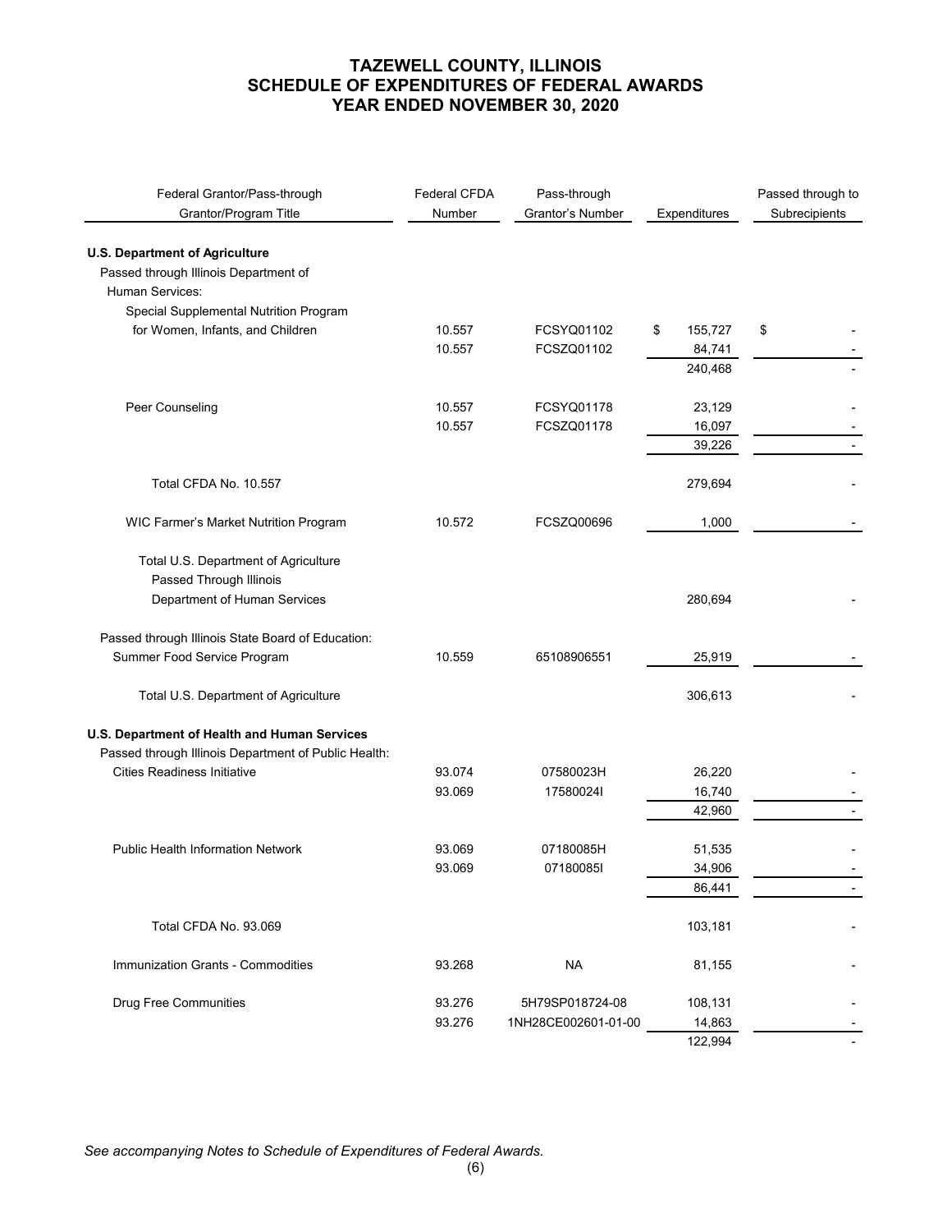# TAZEWELL COUNTY, ILLINOIS
# SCHEDULE OF EXPENDITURES OF FEDERAL AWARDS
# YEAR ENDED NOVEMBER 30, 2020

| Federal Grantor/Pass-through Grantor/Program Title | Federal CFDA Number | Pass-through Grantor's Number | Expenditures | Passed through to Subrecipients |
|---|---|---|---|---|
| **U.S. Department of Agriculture** | | | | |
| Passed through Illinois Department of Human Services: | | | | |
| Special Supplemental Nutrition Program for Women, Infants, and Children | 10.557 | FCSYQ01102 | $ 155,727 | $ - |
| | 10.557 | FCSZQ01102 | 84,741 | - |
| | | | 240,468 | - |
| Peer Counseling | 10.557 | FCSYQ01178 | 23,129 | - |
| | 10.557 | FCSZQ01178 | 16,097 | - |
| | | | 39,226 | - |
| Total CFDA No. 10.557 | | | 279,694 | - |
| WIC Farmer's Market Nutrition Program | 10.572 | FCSZQ00696 | 1,000 | - |
| Total U.S. Department of Agriculture Passed Through Illinois Department of Human Services | | | 280,694 | - |
| Passed through Illinois State Board of Education: | | | | |
| Summer Food Service Program | 10.559 | 65108906551 | 25,919 | - |
| Total U.S. Department of Agriculture | | | 306,613 | - |
| **U.S. Department of Health and Human Services** | | | | |
| Passed through Illinois Department of Public Health: | | | | |
| Cities Readiness Initiative | 93.074 | 07580023H | 26,220 | - |
| | 93.069 | 17580024I | 16,740 | - |
| | | | 42,960 | - |
| Public Health Information Network | 93.069 | 07180085H | 51,535 | - |
| | 93.069 | 07180085I | 34,906 | - |
| | | | 86,441 | - |
| Total CFDA No. 93.069 | | | 103,181 | - |
| Immunization Grants - Commodities | 93.268 | NA | 81,155 | - |
| Drug Free Communities | 93.276 | 5H79SP018724-08 | 108,131 | - |
| | 93.276 | 1NH28CE002601-01-00 | 14,863 | - |
| | | | 122,994 | - |

*See accompanying Notes to Schedule of Expenditures of Federal Awards.*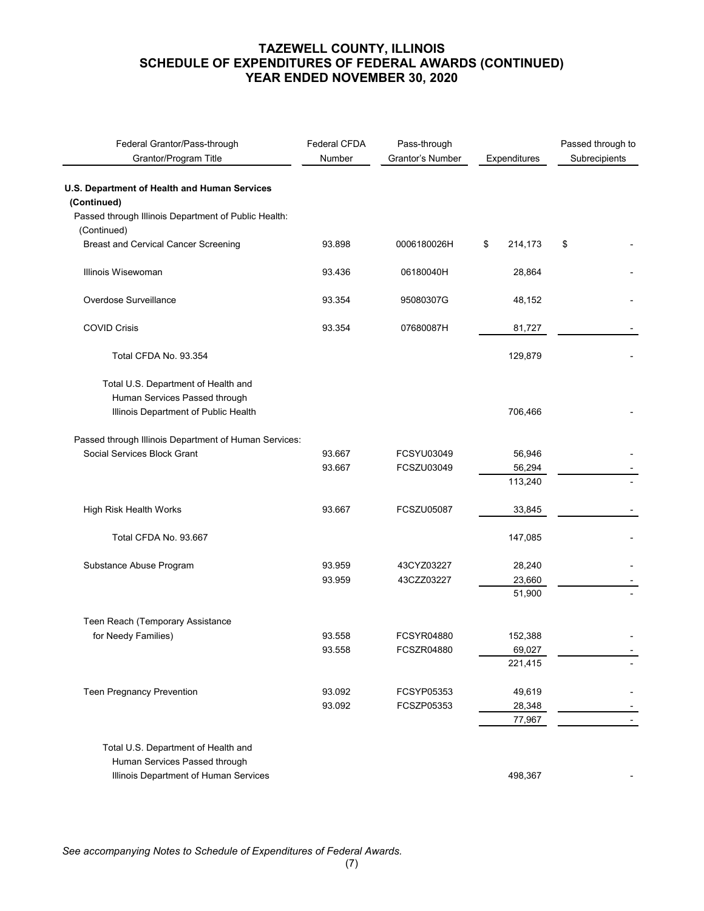# TAZEWELL COUNTY, ILLINOIS
# SCHEDULE OF EXPENDITURES OF FEDERAL AWARDS (CONTINUED)
# YEAR ENDED NOVEMBER 30, 2020

| Federal Grantor/Pass-through Grantor/Program Title | Federal CFDA Number | Pass-through Grantor's Number | Expenditures | Passed through to Subrecipients |
|---|---|---|---|---|
| **U.S. Department of Health and Human Services (Continued)** | | | | |
| Passed through Illinois Department of Public Health: (Continued) | | | | |
| Breast and Cervical Cancer Screening | 93.898 | 0006180026H | $ 214,173 | $ - |
| Illinois Wisewoman | 93.436 | 06180040H | 28,864 | - |
| Overdose Surveillance | 93.354 | 95080307G | 48,152 | - |
| COVID Crisis | 93.354 | 07680087H | 81,727 | - |
| Total CFDA No. 93.354 | | | 129,879 | - |
| Total U.S. Department of Health and Human Services Passed through Illinois Department of Public Health | | | 706,466 | - |
| Passed through Illinois Department of Human Services: | | | | |
| Social Services Block Grant | 93.667 | FCSYU03049 | 56,946 | - |
| | 93.667 | FCSZU03049 | 56,294 | - |
| | | | 113,240 | - |
| High Risk Health Works | 93.667 | FCSZU05087 | 33,845 | - |
| Total CFDA No. 93.667 | | | 147,085 | - |
| Substance Abuse Program | 93.959 | 43CYZ03227 | 28,240 | - |
| | 93.959 | 43CZZ03227 | 23,660 | - |
| | | | 51,900 | - |
| Teen Reach (Temporary Assistance for Needy Families) | 93.558 | FCSYR04880 | 152,388 | - |
| | 93.558 | FCSZR04880 | 69,027 | - |
| | | | 221,415 | - |
| Teen Pregnancy Prevention | 93.092 | FCSYP05353 | 49,619 | - |
| | 93.092 | FCSZP05353 | 28,348 | - |
| | | | 77,967 | - |
| Total U.S. Department of Health and Human Services Passed through Illinois Department of Human Services | | | 498,367 | - |

*See accompanying Notes to Schedule of Expenditures of Federal Awards.*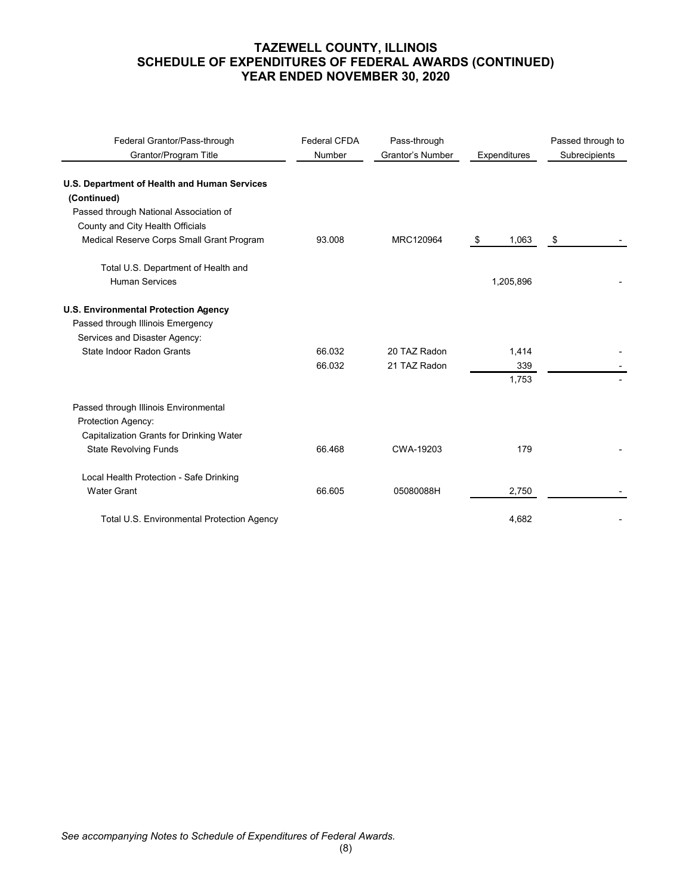# TAZEWELL COUNTY, ILLINOIS
## SCHEDULE OF EXPENDITURES OF FEDERAL AWARDS (CONTINUED)
## YEAR ENDED NOVEMBER 30, 2020

| Federal Grantor/Pass-through Grantor/Program Title | Federal CFDA Number | Pass-through Grantor's Number | Expenditures | Passed through to Subrecipients |
|---|---|---|---|---|
| **U.S. Department of Health and Human Services (Continued)** | | | | |
| Passed through National Association of County and City Health Officials | | | | |
| Medical Reserve Corps Small Grant Program | 93.008 | MRC120964 | $ 1,063 | $ - |
| Total U.S. Department of Health and Human Services | | | 1,205,896 | - |
| **U.S. Environmental Protection Agency** | | | | |
| Passed through Illinois Emergency Services and Disaster Agency: | | | | |
| State Indoor Radon Grants | 66.032 | 20 TAZ Radon | 1,414 | - |
| | 66.032 | 21 TAZ Radon | 339 | - |
| | | | 1,753 | - |
| Passed through Illinois Environmental Protection Agency: | | | | |
| Capitalization Grants for Drinking Water State Revolving Funds | 66.468 | CWA-19203 | 179 | - |
| Local Health Protection - Safe Drinking Water Grant | 66.605 | 05080088H | 2,750 | - |
| Total U.S. Environmental Protection Agency | | | 4,682 | - |

*See accompanying Notes to Schedule of Expenditures of Federal Awards.*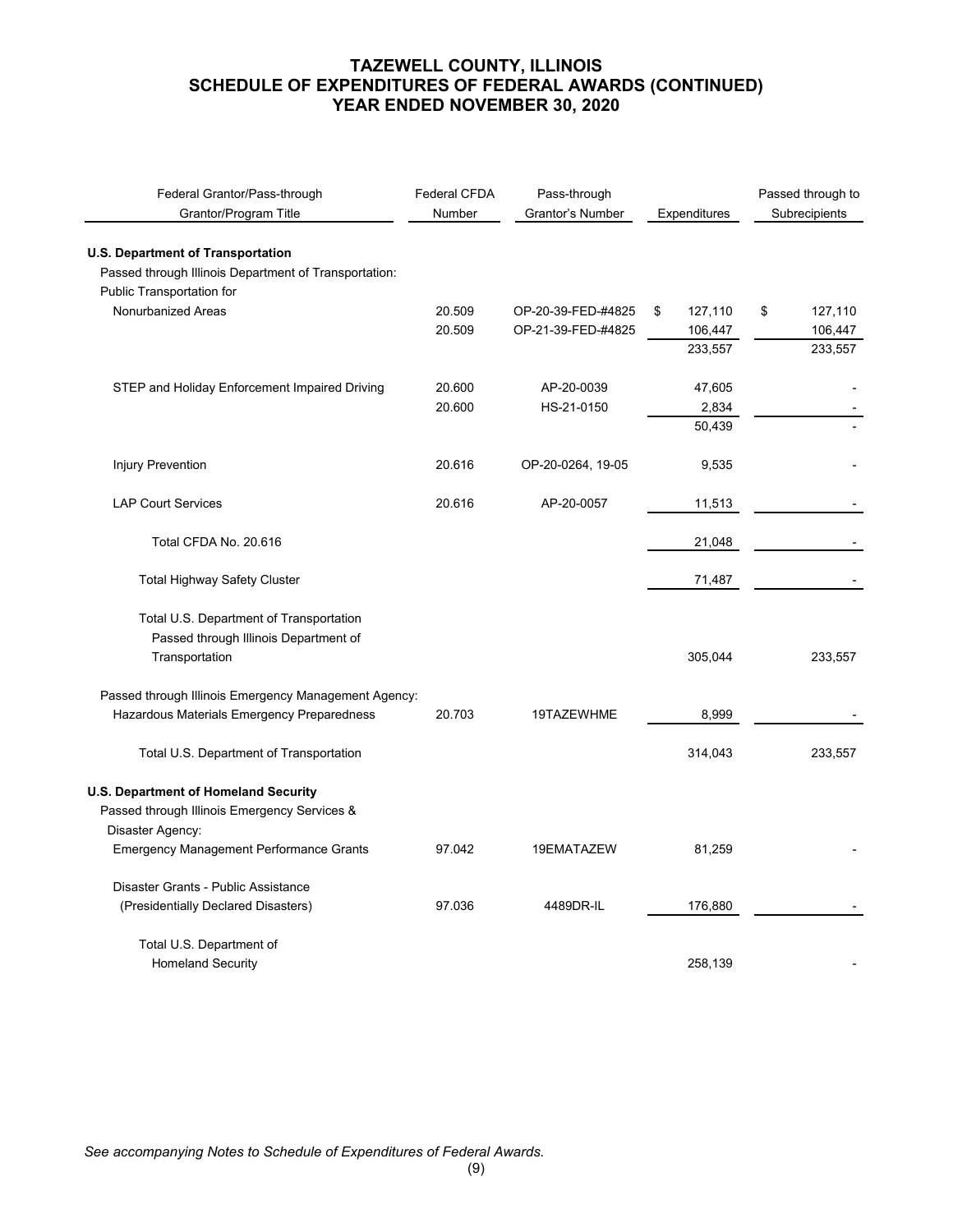# TAZEWELL COUNTY, ILLINOIS
# SCHEDULE OF EXPENDITURES OF FEDERAL AWARDS (CONTINUED)
# YEAR ENDED NOVEMBER 30, 2020

| Federal Grantor/Pass-through Grantor/Program Title | Federal CFDA Number | Pass-through Grantor's Number | Expenditures | Passed through to Subrecipients |
|---|---|---|---|---|
| **U.S. Department of Transportation** | | | | |
| Passed through Illinois Department of Transportation: | | | | |
| Public Transportation for | | | | |
| Nonurbanized Areas | 20.509 | OP-20-39-FED-#4825 | $ 127,110 | $ 127,110 |
| | 20.509 | OP-21-39-FED-#4825 | 106,447 | 106,447 |
| | | | 233,557 | 233,557 |
| STEP and Holiday Enforcement Impaired Driving | 20.600 | AP-20-0039 | 47,605 | - |
| | 20.600 | HS-21-0150 | 2,834 | - |
| | | | 50,439 | - |
| Injury Prevention | 20.616 | OP-20-0264, 19-05 | 9,535 | - |
| LAP Court Services | 20.616 | AP-20-0057 | 11,513 | - |
| Total CFDA No. 20.616 | | | 21,048 | - |
| Total Highway Safety Cluster | | | 71,487 | - |
| Total U.S. Department of Transportation Passed through Illinois Department of Transportation | | | 305,044 | 233,557 |
| Passed through Illinois Emergency Management Agency: | | | | |
| Hazardous Materials Emergency Preparedness | 20.703 | 19TAZEWHME | 8,999 | - |
| Total U.S. Department of Transportation | | | 314,043 | 233,557 |
| **U.S. Department of Homeland Security** | | | | |
| Passed through Illinois Emergency Services & Disaster Agency: | | | | |
| Emergency Management Performance Grants | 97.042 | 19EMATAZEW | 81,259 | - |
| Disaster Grants - Public Assistance (Presidentially Declared Disasters) | 97.036 | 4489DR-IL | 176,880 | - |
| Total U.S. Department of Homeland Security | | | 258,139 | - |

*See accompanying Notes to Schedule of Expenditures of Federal Awards.*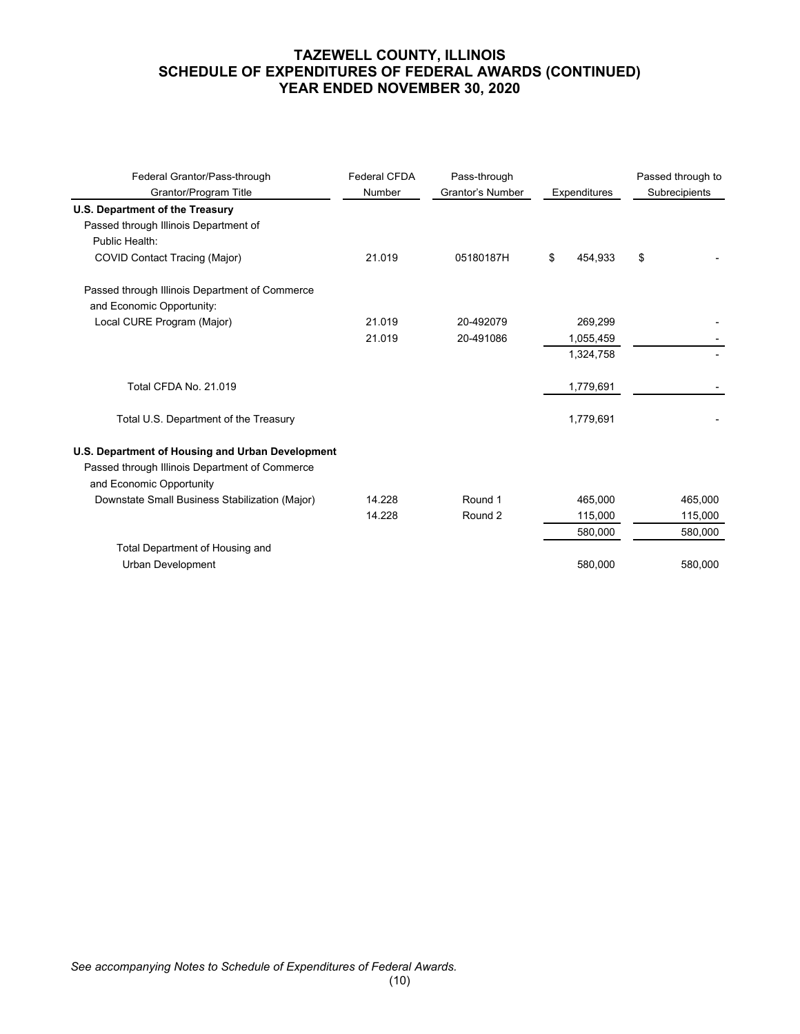# TAZEWELL COUNTY, ILLINOIS
# SCHEDULE OF EXPENDITURES OF FEDERAL AWARDS (CONTINUED)
# YEAR ENDED NOVEMBER 30, 2020

| Federal Grantor/Pass-through Grantor/Program Title | Federal CFDA Number | Pass-through Grantor's Number | Expenditures | Passed through to Subrecipients |
|---|---|---|---|---|
| **U.S. Department of the Treasury** | | | | |
| Passed through Illinois Department of Public Health: | | | | |
| COVID Contact Tracing (Major) | 21.019 | 05180187H | $ 454,933 | $ - |
| Passed through Illinois Department of Commerce and Economic Opportunity: | | | | |
| Local CURE Program (Major) | 21.019 | 20-492079 | 269,299 | - |
| | 21.019 | 20-491086 | 1,055,459 | - |
| | | | 1,324,758 | - |
| Total CFDA No. 21.019 | | | 1,779,691 | - |
| Total U.S. Department of the Treasury | | | 1,779,691 | - |
| **U.S. Department of Housing and Urban Development** | | | | |
| Passed through Illinois Department of Commerce and Economic Opportunity | | | | |
| Downstate Small Business Stabilization (Major) | 14.228 | Round 1 | 465,000 | 465,000 |
| | 14.228 | Round 2 | 115,000 | 115,000 |
| | | | 580,000 | 580,000 |
| Total Department of Housing and Urban Development | | | 580,000 | 580,000 |

*See accompanying Notes to Schedule of Expenditures of Federal Awards.*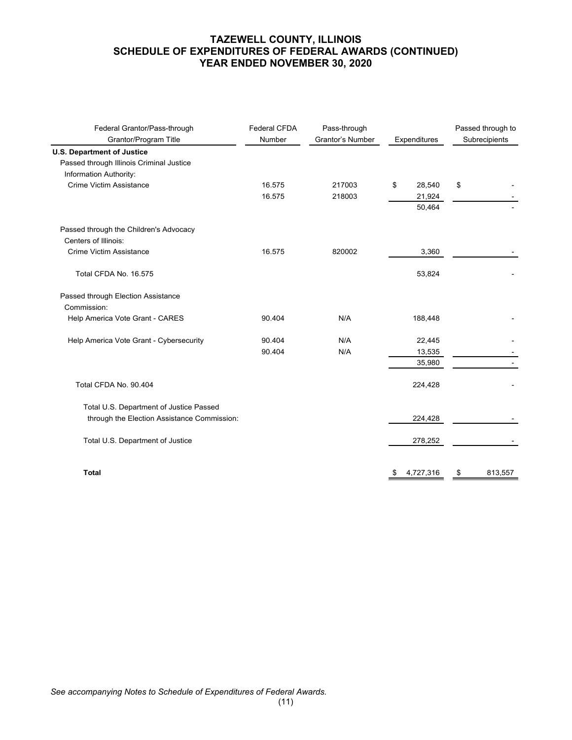# TAZEWELL COUNTY, ILLINOIS
## SCHEDULE OF EXPENDITURES OF FEDERAL AWARDS (CONTINUED)
## YEAR ENDED NOVEMBER 30, 2020

| Federal Grantor/Pass-through Grantor/Program Title | Federal CFDA Number | Pass-through Grantor's Number | Expenditures | Passed through to Subrecipients |
|---|---|---|---|---|
| **U.S. Department of Justice** | | | | |
| Passed through Illinois Criminal Justice Information Authority: | | | | |
| Crime Victim Assistance | 16.575 | 217003 | $ 28,540 | $ - |
| | 16.575 | 218003 | 21,924 | - |
| | | | 50,464 | - |
| Passed through the Children's Advocacy Centers of Illinois: | | | | |
| Crime Victim Assistance | 16.575 | 820002 | 3,360 | - |
| Total CFDA No. 16.575 | | | 53,824 | - |
| Passed through Election Assistance Commission: | | | | |
| Help America Vote Grant - CARES | 90.404 | N/A | 188,448 | - |
| Help America Vote Grant - Cybersecurity | 90.404 | N/A | 22,445 | - |
| | 90.404 | N/A | 13,535 | - |
| | | | 35,980 | - |
| Total CFDA No. 90.404 | | | 224,428 | - |
| Total U.S. Department of Justice Passed through the Election Assistance Commission: | | | 224,428 | - |
| Total U.S. Department of Justice | | | 278,252 | - |
| **Total** | | | $ 4,727,316 | $ 813,557 |

*See accompanying Notes to Schedule of Expenditures of Federal Awards.*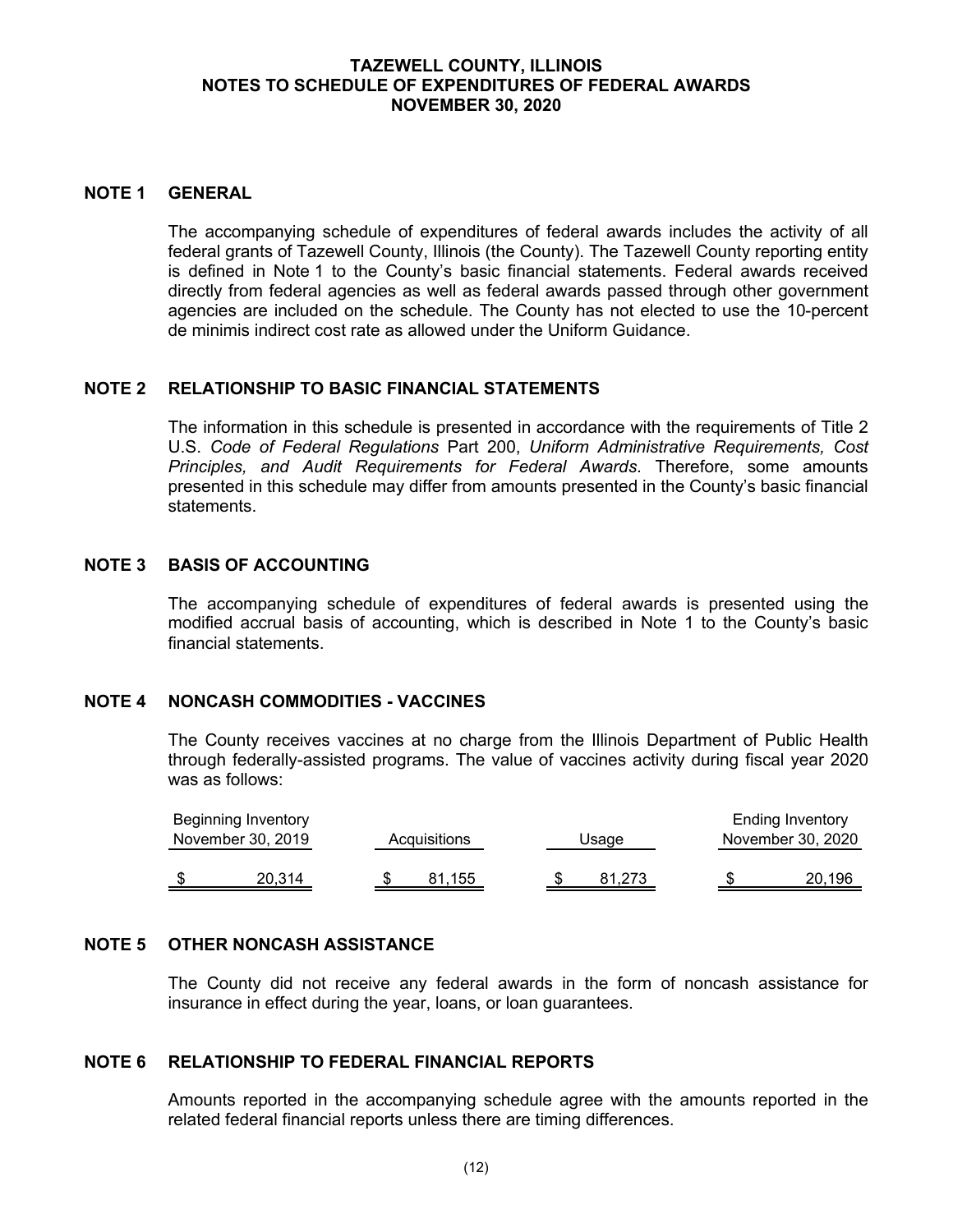# TAZEWELL COUNTY, ILLINOIS
## NOTES TO SCHEDULE OF EXPENDITURES OF FEDERAL AWARDS
## NOVEMBER 30, 2020

### NOTE 1 GENERAL

The accompanying schedule of expenditures of federal awards includes the activity of all federal grants of Tazewell County, Illinois (the County). The Tazewell County reporting entity is defined in Note 1 to the County's basic financial statements. Federal awards received directly from federal agencies as well as federal awards passed through other government agencies are included on the schedule. The County has not elected to use the 10-percent de minimis indirect cost rate as allowed under the Uniform Guidance.

### NOTE 2 RELATIONSHIP TO BASIC FINANCIAL STATEMENTS

The information in this schedule is presented in accordance with the requirements of Title 2 U.S. *Code of Federal Regulations* Part 200, *Uniform Administrative Requirements, Cost Principles, and Audit Requirements for Federal Awards*. Therefore, some amounts presented in this schedule may differ from amounts presented in the County's basic financial statements.

### NOTE 3 BASIS OF ACCOUNTING

The accompanying schedule of expenditures of federal awards is presented using the modified accrual basis of accounting, which is described in Note 1 to the County's basic financial statements.

### NOTE 4 NONCASH COMMODITIES - VACCINES

The County receives vaccines at no charge from the Illinois Department of Public Health through federally-assisted programs. The value of vaccines activity during fiscal year 2020 was as follows:

| Beginning Inventory November 30, 2019 | Acquisitions | Usage | Ending Inventory November 30, 2020 |
|---|---|---|---|
| $ 20,314 | $ 81,155 | $ 81,273 | $ 20,196 |

### NOTE 5 OTHER NONCASH ASSISTANCE

The County did not receive any federal awards in the form of noncash assistance for insurance in effect during the year, loans, or loan guarantees.

### NOTE 6 RELATIONSHIP TO FEDERAL FINANCIAL REPORTS

Amounts reported in the accompanying schedule agree with the amounts reported in the related federal financial reports unless there are timing differences.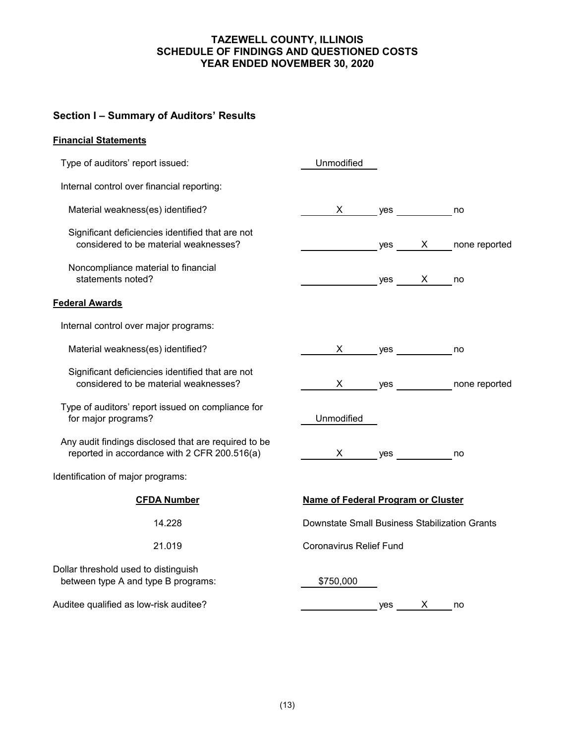# TAZEWELL COUNTY, ILLINOIS
# SCHEDULE OF FINDINGS AND QUESTIONED COSTS
# YEAR ENDED NOVEMBER 30, 2020

## Section I – Summary of Auditors' Results

**Financial Statements**

Type of auditors' report issued: Unmodified

Internal control over financial reporting:

| | | | | |
|---|---|---|---|---|
| Material weakness(es) identified? | X | yes | | no |
| Significant deficiencies identified that are not considered to be material weaknesses? | | yes | X | none reported |
| Noncompliance material to financial statements noted? | | yes | X | no |

**Federal Awards**

Internal control over major programs:

| | | | | |
|---|---|---|---|---|
| Material weakness(es) identified? | X | yes | | no |
| Significant deficiencies identified that are not considered to be material weaknesses? | X | yes | | none reported |

Type of auditors' report issued on compliance for for major programs? Unmodified

| | | | | |
|---|---|---|---|---|
| Any audit findings disclosed that are required to be reported in accordance with 2 CFR 200.516(a) | X | yes | | no |

Identification of major programs:

| CFDA Number | Name of Federal Program or Cluster |
|---|---|
| 14.228 | Downstate Small Business Stabilization Grants |
| 21.019 | Coronavirus Relief Fund |

Dollar threshold used to distinguish between type A and type B programs: $750,000

| | | | | |
|---|---|---|---|---|
| Auditee qualified as low-risk auditee? | | yes | X | no |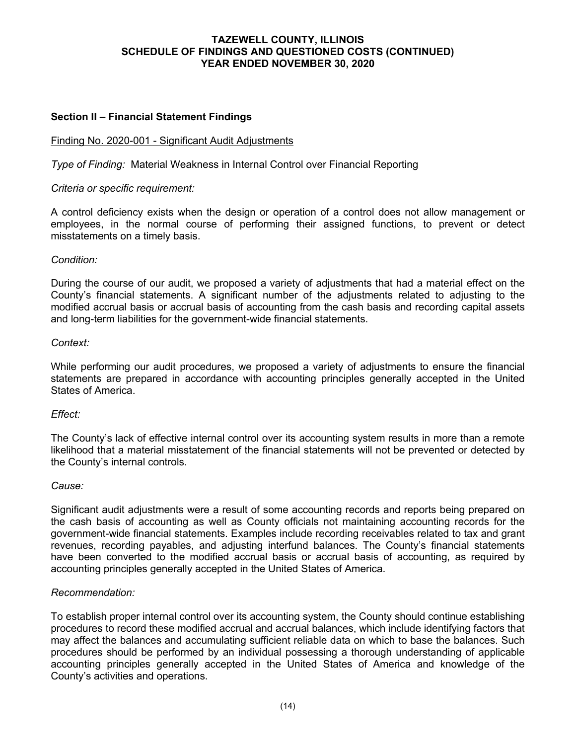# TAZEWELL COUNTY, ILLINOIS
## SCHEDULE OF FINDINGS AND QUESTIONED COSTS (CONTINUED)
## YEAR ENDED NOVEMBER 30, 2020

### Section II – Financial Statement Findings

Finding No. 2020-001 - Significant Audit Adjustments

*Type of Finding:* Material Weakness in Internal Control over Financial Reporting

*Criteria or specific requirement:*

A control deficiency exists when the design or operation of a control does not allow management or employees, in the normal course of performing their assigned functions, to prevent or detect misstatements on a timely basis.

*Condition:*

During the course of our audit, we proposed a variety of adjustments that had a material effect on the County's financial statements. A significant number of the adjustments related to adjusting to the modified accrual basis or accrual basis of accounting from the cash basis and recording capital assets and long-term liabilities for the government-wide financial statements.

*Context:*

While performing our audit procedures, we proposed a variety of adjustments to ensure the financial statements are prepared in accordance with accounting principles generally accepted in the United States of America.

*Effect:*

The County's lack of effective internal control over its accounting system results in more than a remote likelihood that a material misstatement of the financial statements will not be prevented or detected by the County's internal controls.

*Cause:*

Significant audit adjustments were a result of some accounting records and reports being prepared on the cash basis of accounting as well as County officials not maintaining accounting records for the government-wide financial statements. Examples include recording receivables related to tax and grant revenues, recording payables, and adjusting interfund balances. The County's financial statements have been converted to the modified accrual basis or accrual basis of accounting, as required by accounting principles generally accepted in the United States of America.

*Recommendation:*

To establish proper internal control over its accounting system, the County should continue establishing procedures to record these modified accrual and accrual balances, which include identifying factors that may affect the balances and accumulating sufficient reliable data on which to base the balances. Such procedures should be performed by an individual possessing a thorough understanding of applicable accounting principles generally accepted in the United States of America and knowledge of the County's activities and operations.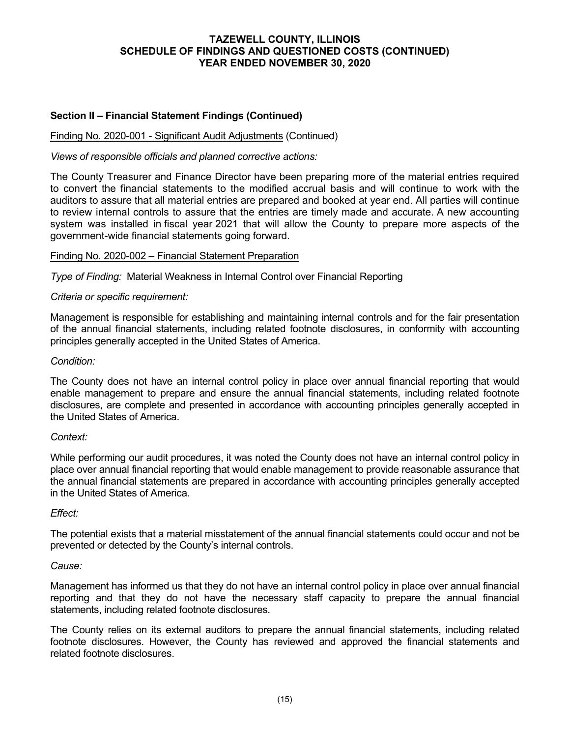# TAZEWELL COUNTY, ILLINOIS
# SCHEDULE OF FINDINGS AND QUESTIONED COSTS (CONTINUED)
# YEAR ENDED NOVEMBER 30, 2020

## Section II – Financial Statement Findings (Continued)

Finding No. 2020-001 - Significant Audit Adjustments (Continued)

*Views of responsible officials and planned corrective actions:*

The County Treasurer and Finance Director have been preparing more of the material entries required to convert the financial statements to the modified accrual basis and will continue to work with the auditors to assure that all material entries are prepared and booked at year end. All parties will continue to review internal controls to assure that the entries are timely made and accurate. A new accounting system was installed in fiscal year 2021 that will allow the County to prepare more aspects of the government-wide financial statements going forward.

Finding No. 2020-002 – Financial Statement Preparation

*Type of Finding:* Material Weakness in Internal Control over Financial Reporting

*Criteria or specific requirement:*

Management is responsible for establishing and maintaining internal controls and for the fair presentation of the annual financial statements, including related footnote disclosures, in conformity with accounting principles generally accepted in the United States of America.

*Condition:*

The County does not have an internal control policy in place over annual financial reporting that would enable management to prepare and ensure the annual financial statements, including related footnote disclosures, are complete and presented in accordance with accounting principles generally accepted in the United States of America.

*Context:*

While performing our audit procedures, it was noted the County does not have an internal control policy in place over annual financial reporting that would enable management to provide reasonable assurance that the annual financial statements are prepared in accordance with accounting principles generally accepted in the United States of America.

*Effect:*

The potential exists that a material misstatement of the annual financial statements could occur and not be prevented or detected by the County's internal controls.

*Cause:*

Management has informed us that they do not have an internal control policy in place over annual financial reporting and that they do not have the necessary staff capacity to prepare the annual financial statements, including related footnote disclosures.

The County relies on its external auditors to prepare the annual financial statements, including related footnote disclosures. However, the County has reviewed and approved the financial statements and related footnote disclosures.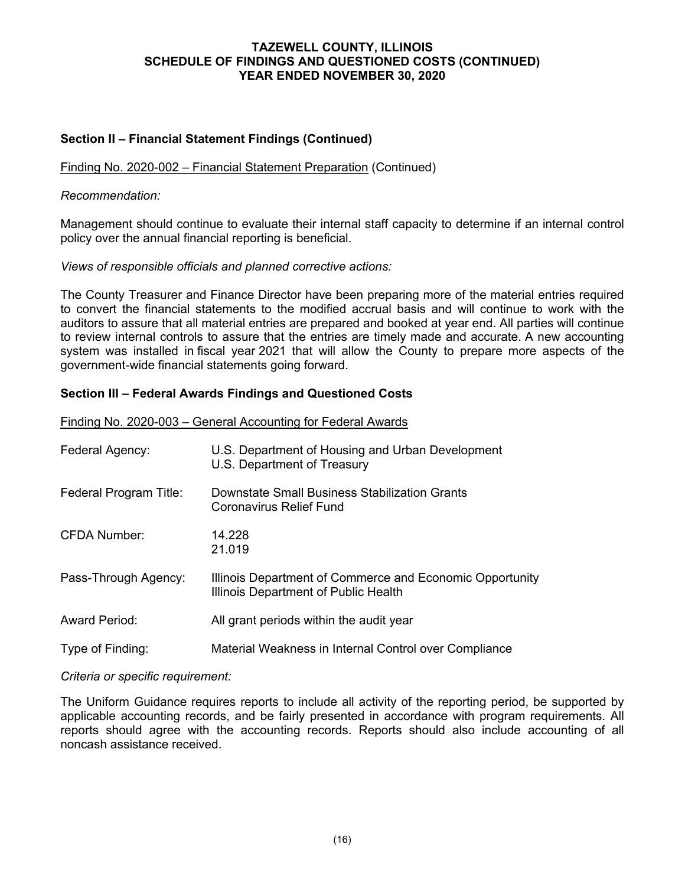# TAZEWELL COUNTY, ILLINOIS
# SCHEDULE OF FINDINGS AND QUESTIONED COSTS (CONTINUED)
# YEAR ENDED NOVEMBER 30, 2020

## Section II – Financial Statement Findings (Continued)

Finding No. 2020-002 – Financial Statement Preparation (Continued)

*Recommendation:*

Management should continue to evaluate their internal staff capacity to determine if an internal control policy over the annual financial reporting is beneficial.

*Views of responsible officials and planned corrective actions:*

The County Treasurer and Finance Director have been preparing more of the material entries required to convert the financial statements to the modified accrual basis and will continue to work with the auditors to assure that all material entries are prepared and booked at year end. All parties will continue to review internal controls to assure that the entries are timely made and accurate. A new accounting system was installed in fiscal year 2021 that will allow the County to prepare more aspects of the government-wide financial statements going forward.

## Section III – Federal Awards Findings and Questioned Costs

Finding No. 2020-003 – General Accounting for Federal Awards

| | |
|---|---|
| Federal Agency: | U.S. Department of Housing and Urban Development<br>U.S. Department of Treasury |
| Federal Program Title: | Downstate Small Business Stabilization Grants<br>Coronavirus Relief Fund |
| CFDA Number: | 14.228<br>21.019 |
| Pass-Through Agency: | Illinois Department of Commerce and Economic Opportunity<br>Illinois Department of Public Health |
| Award Period: | All grant periods within the audit year |
| Type of Finding: | Material Weakness in Internal Control over Compliance |

*Criteria or specific requirement:*

The Uniform Guidance requires reports to include all activity of the reporting period, be supported by applicable accounting records, and be fairly presented in accordance with program requirements. All reports should agree with the accounting records. Reports should also include accounting of all noncash assistance received.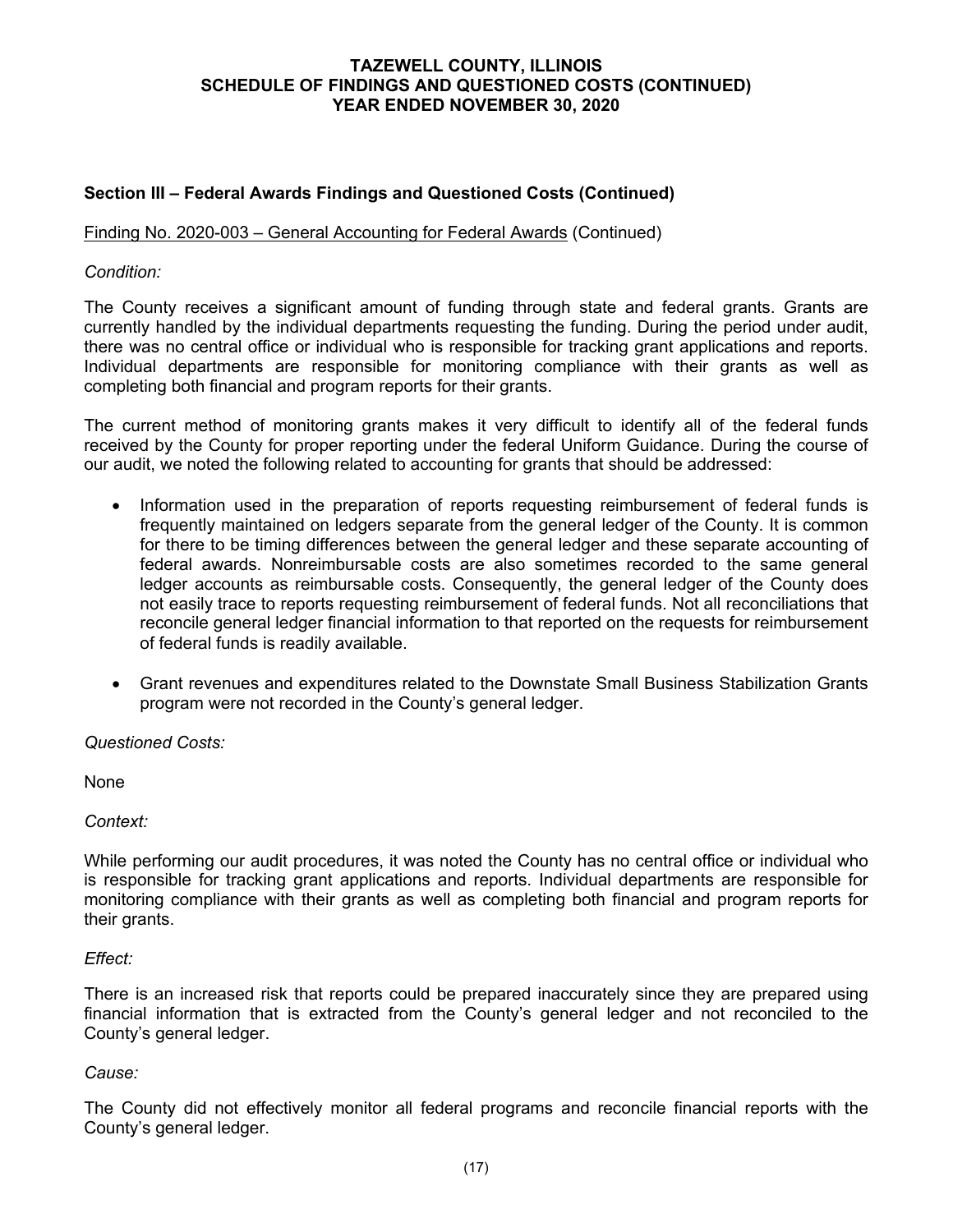## Section III – Federal Awards Findings and Questioned Costs (Continued)

Finding No. 2020-003 – General Accounting for Federal Awards (Continued)

*Condition:*

The County receives a significant amount of funding through state and federal grants. Grants are currently handled by the individual departments requesting the funding. During the period under audit, there was no central office or individual who is responsible for tracking grant applications and reports. Individual departments are responsible for monitoring compliance with their grants as well as completing both financial and program reports for their grants.

The current method of monitoring grants makes it very difficult to identify all of the federal funds received by the County for proper reporting under the federal Uniform Guidance. During the course of our audit, we noted the following related to accounting for grants that should be addressed:

- Information used in the preparation of reports requesting reimbursement of federal funds is frequently maintained on ledgers separate from the general ledger of the County. It is common for there to be timing differences between the general ledger and these separate accounting of federal awards. Nonreimbursable costs are also sometimes recorded to the same general ledger accounts as reimbursable costs. Consequently, the general ledger of the County does not easily trace to reports requesting reimbursement of federal funds. Not all reconciliations that reconcile general ledger financial information to that reported on the requests for reimbursement of federal funds is readily available.

- Grant revenues and expenditures related to the Downstate Small Business Stabilization Grants program were not recorded in the County's general ledger.

*Questioned Costs:*

None

*Context:*

While performing our audit procedures, it was noted the County has no central office or individual who is responsible for tracking grant applications and reports. Individual departments are responsible for monitoring compliance with their grants as well as completing both financial and program reports for their grants.

*Effect:*

There is an increased risk that reports could be prepared inaccurately since they are prepared using financial information that is extracted from the County's general ledger and not reconciled to the County's general ledger.

*Cause:*

The County did not effectively monitor all federal programs and reconcile financial reports with the County's general ledger.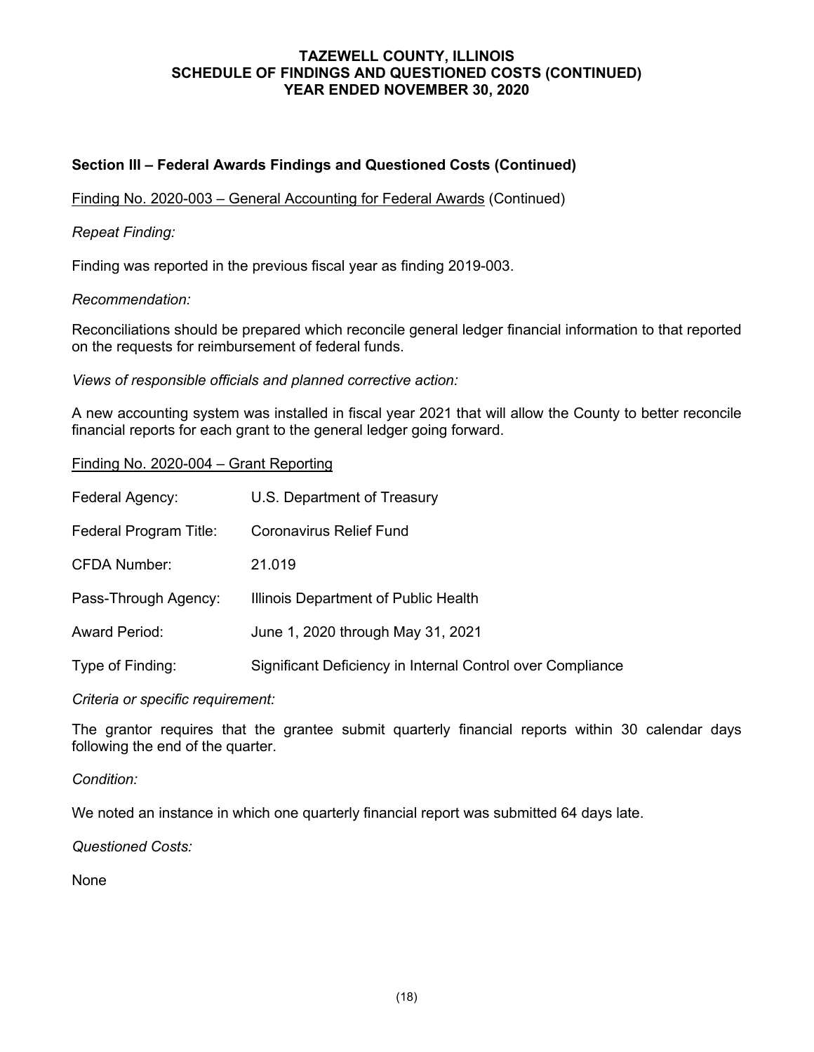# TAZEWELL COUNTY, ILLINOIS
# SCHEDULE OF FINDINGS AND QUESTIONED COSTS (CONTINUED)
# YEAR ENDED NOVEMBER 30, 2020

## Section III – Federal Awards Findings and Questioned Costs (Continued)

Finding No. 2020-003 – General Accounting for Federal Awards (Continued)

*Repeat Finding:*

Finding was reported in the previous fiscal year as finding 2019-003.

*Recommendation:*

Reconciliations should be prepared which reconcile general ledger financial information to that reported on the requests for reimbursement of federal funds.

*Views of responsible officials and planned corrective action:*

A new accounting system was installed in fiscal year 2021 that will allow the County to better reconcile financial reports for each grant to the general ledger going forward.

Finding No. 2020-004 – Grant Reporting

| | |
|---|---|
| Federal Agency: | U.S. Department of Treasury |
| Federal Program Title: | Coronavirus Relief Fund |
| CFDA Number: | 21.019 |
| Pass-Through Agency: | Illinois Department of Public Health |
| Award Period: | June 1, 2020 through May 31, 2021 |
| Type of Finding: | Significant Deficiency in Internal Control over Compliance |

*Criteria or specific requirement:*

The grantor requires that the grantee submit quarterly financial reports within 30 calendar days following the end of the quarter.

*Condition:*

We noted an instance in which one quarterly financial report was submitted 64 days late.

*Questioned Costs:*

None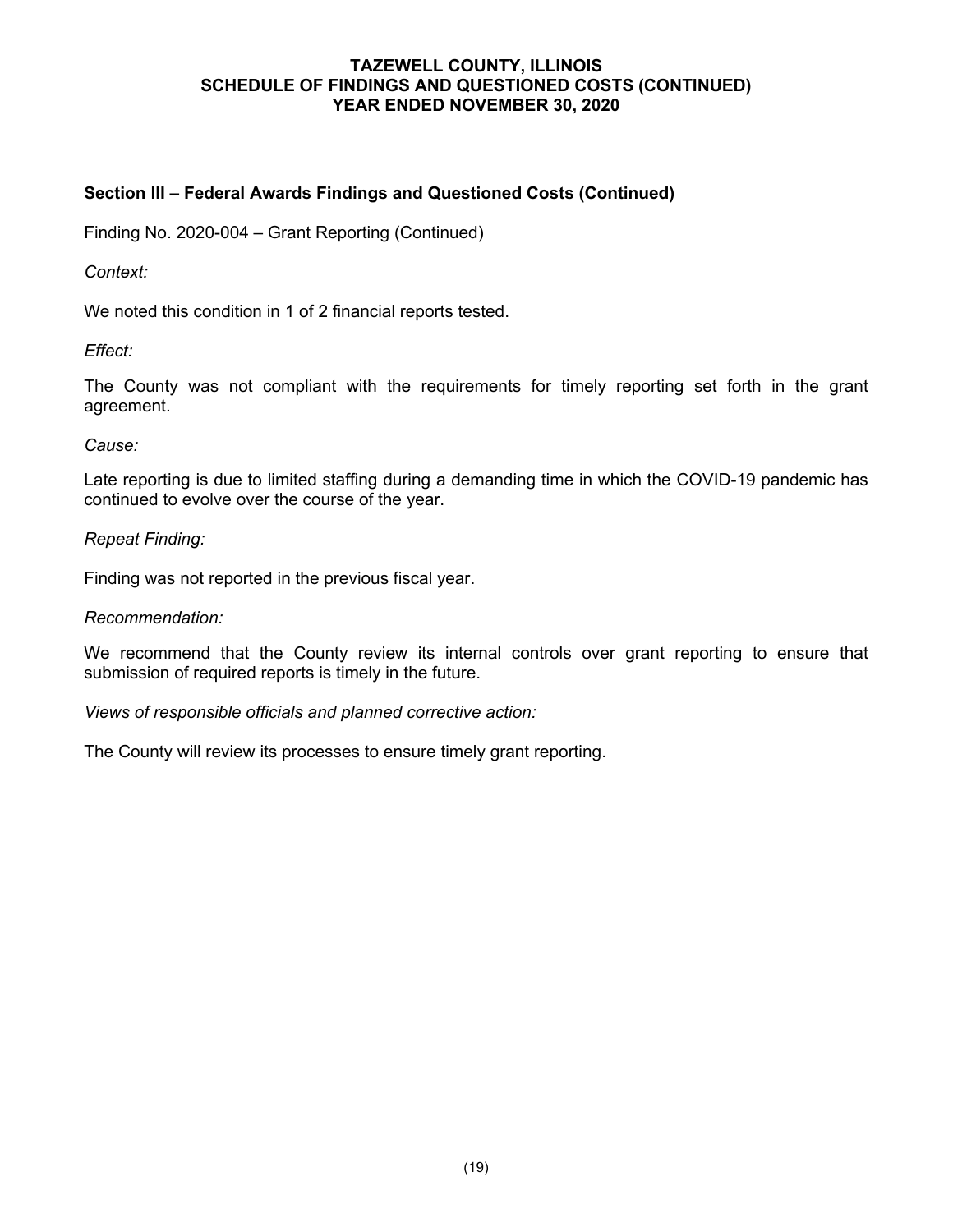# TAZEWELL COUNTY, ILLINOIS
## SCHEDULE OF FINDINGS AND QUESTIONED COSTS (CONTINUED)
## YEAR ENDED NOVEMBER 30, 2020

### Section III – Federal Awards Findings and Questioned Costs (Continued)

Finding No. 2020-004 – Grant Reporting (Continued)

*Context:*

We noted this condition in 1 of 2 financial reports tested.

*Effect:*

The County was not compliant with the requirements for timely reporting set forth in the grant agreement.

*Cause:*

Late reporting is due to limited staffing during a demanding time in which the COVID-19 pandemic has continued to evolve over the course of the year.

*Repeat Finding:*

Finding was not reported in the previous fiscal year.

*Recommendation:*

We recommend that the County review its internal controls over grant reporting to ensure that submission of required reports is timely in the future.

*Views of responsible officials and planned corrective action:*

The County will review its processes to ensure timely grant reporting.